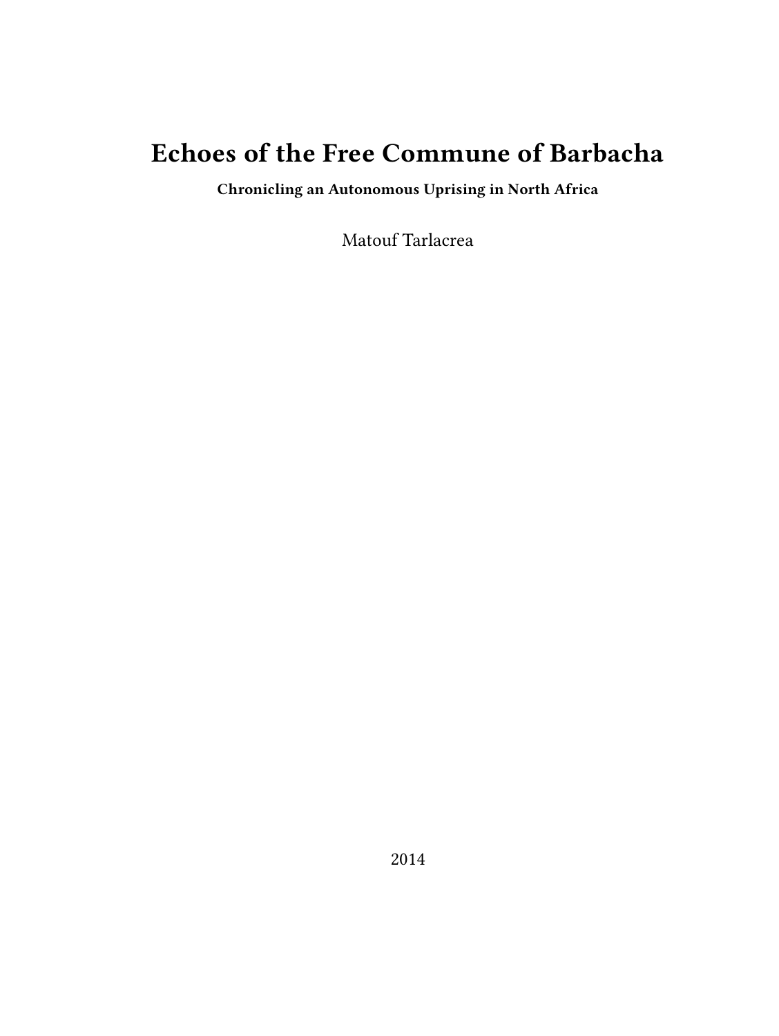# Echoes of the Free Commune of Barbacha

**Chronicling an Autonomous Uprising in North Africa**

Matouf Tarlacrea

2014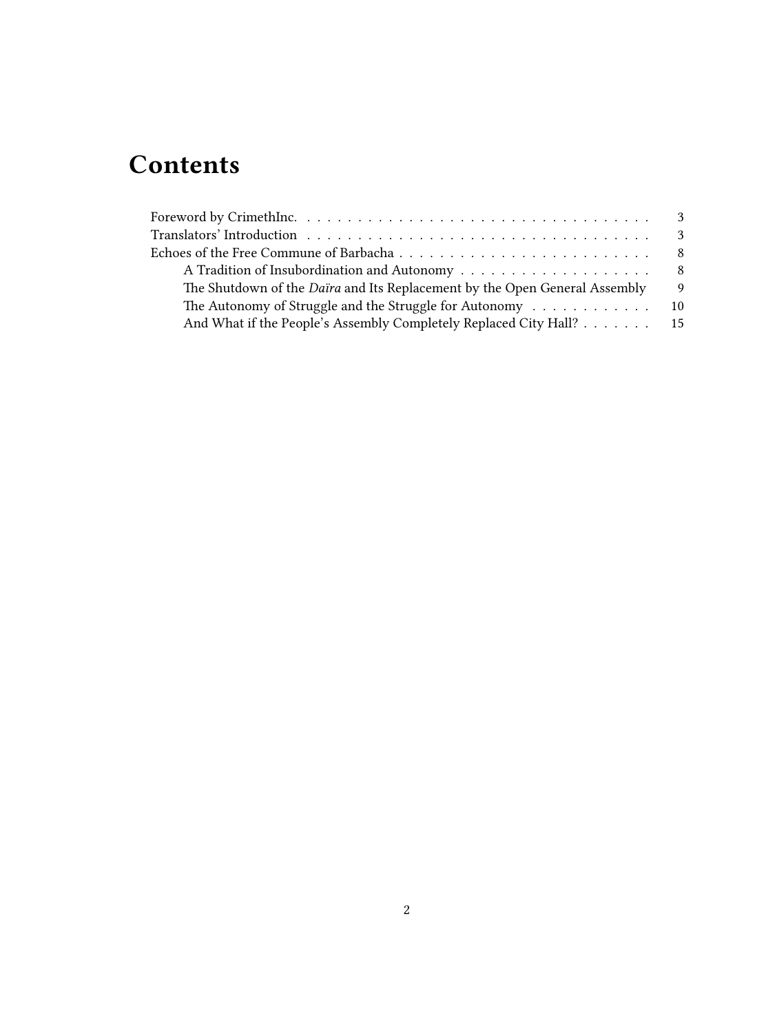# Contents

- Foreword by CrimethInc. . . . . . . . . . . 3
- Translators' Introduction . . . . . . . . . . . 3
- Echoes of the Free Commune of Barbacha . . . . . . . . . . . 8
  - A Tradition of Insubordination and Autonomy . . . . . . . . . . . 8
  - The Shutdown of the *Daïra* and Its Replacement by the Open General Assembly . . . 9
  - The Autonomy of Struggle and the Struggle for Autonomy . . . . . . . . . . . 10
  - And What if the People's Assembly Completely Replaced City Hall? . . . . . . . 15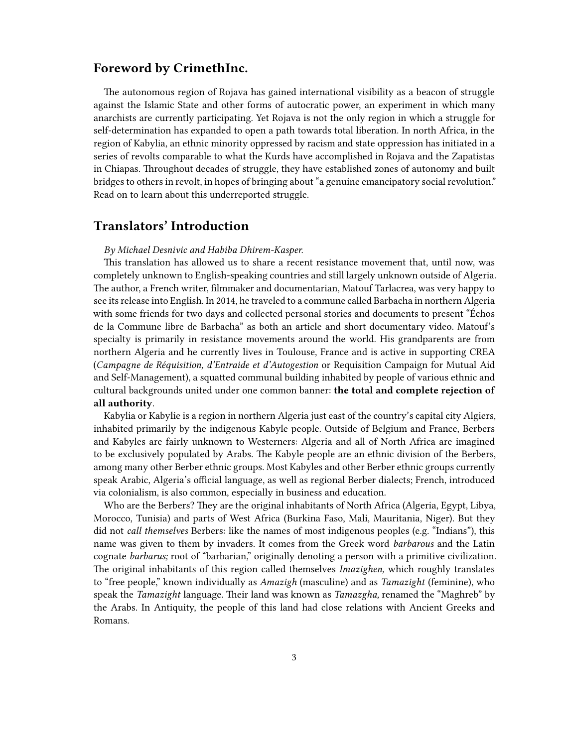## Foreword by CrimethInc.

The autonomous region of Rojava has gained international visibility as a beacon of struggle against the Islamic State and other forms of autocratic power, an experiment in which many anarchists are currently participating. Yet Rojava is not the only region in which a struggle for self-determination has expanded to open a path towards total liberation. In north Africa, in the region of Kabylia, an ethnic minority oppressed by racism and state oppression has initiated in a series of revolts comparable to what the Kurds have accomplished in Rojava and the Zapatistas in Chiapas. Throughout decades of struggle, they have established zones of autonomy and built bridges to others in revolt, in hopes of bringing about "a genuine emancipatory social revolution." Read on to learn about this underreported struggle.

## Translators' Introduction

*By Michael Desnivic and Habiba Dhirem-Kasper.*

This translation has allowed us to share a recent resistance movement that, until now, was completely unknown to English-speaking countries and still largely unknown outside of Algeria. The author, a French writer, filmmaker and documentarian, Matouf Tarlacrea, was very happy to see its release into English. In 2014, he traveled to a commune called Barbacha in northern Algeria with some friends for two days and collected personal stories and documents to present "Échos de la Commune libre de Barbacha" as both an article and short documentary video. Matouf's specialty is primarily in resistance movements around the world. His grandparents are from northern Algeria and he currently lives in Toulouse, France and is active in supporting CREA (*Campagne de Réquisition, d'Entraide et d'Autogestion* or Requisition Campaign for Mutual Aid and Self-Management), a squatted communal building inhabited by people of various ethnic and cultural backgrounds united under one common banner: **the total and complete rejection of all authority**.

Kabylia or Kabylie is a region in northern Algeria just east of the country's capital city Algiers, inhabited primarily by the indigenous Kabyle people. Outside of Belgium and France, Berbers and Kabyles are fairly unknown to Westerners: Algeria and all of North Africa are imagined to be exclusively populated by Arabs. The Kabyle people are an ethnic division of the Berbers, among many other Berber ethnic groups. Most Kabyles and other Berber ethnic groups currently speak Arabic, Algeria's official language, as well as regional Berber dialects; French, introduced via colonialism, is also common, especially in business and education.

Who are the Berbers? They are the original inhabitants of North Africa (Algeria, Egypt, Libya, Morocco, Tunisia) and parts of West Africa (Burkina Faso, Mali, Mauritania, Niger). But they did not *call themselves* Berbers: like the names of most indigenous peoples (e.g. "Indians"), this name was given to them by invaders. It comes from the Greek word *barbarous* and the Latin cognate *barbarus;* root of "barbarian," originally denoting a person with a primitive civilization. The original inhabitants of this region called themselves *Imazighen,* which roughly translates to "free people," known individually as *Amazigh* (masculine) and as *Tamazight* (feminine), who speak the *Tamazight* language. Their land was known as *Tamazgha,* renamed the "Maghreb" by the Arabs. In Antiquity, the people of this land had close relations with Ancient Greeks and Romans.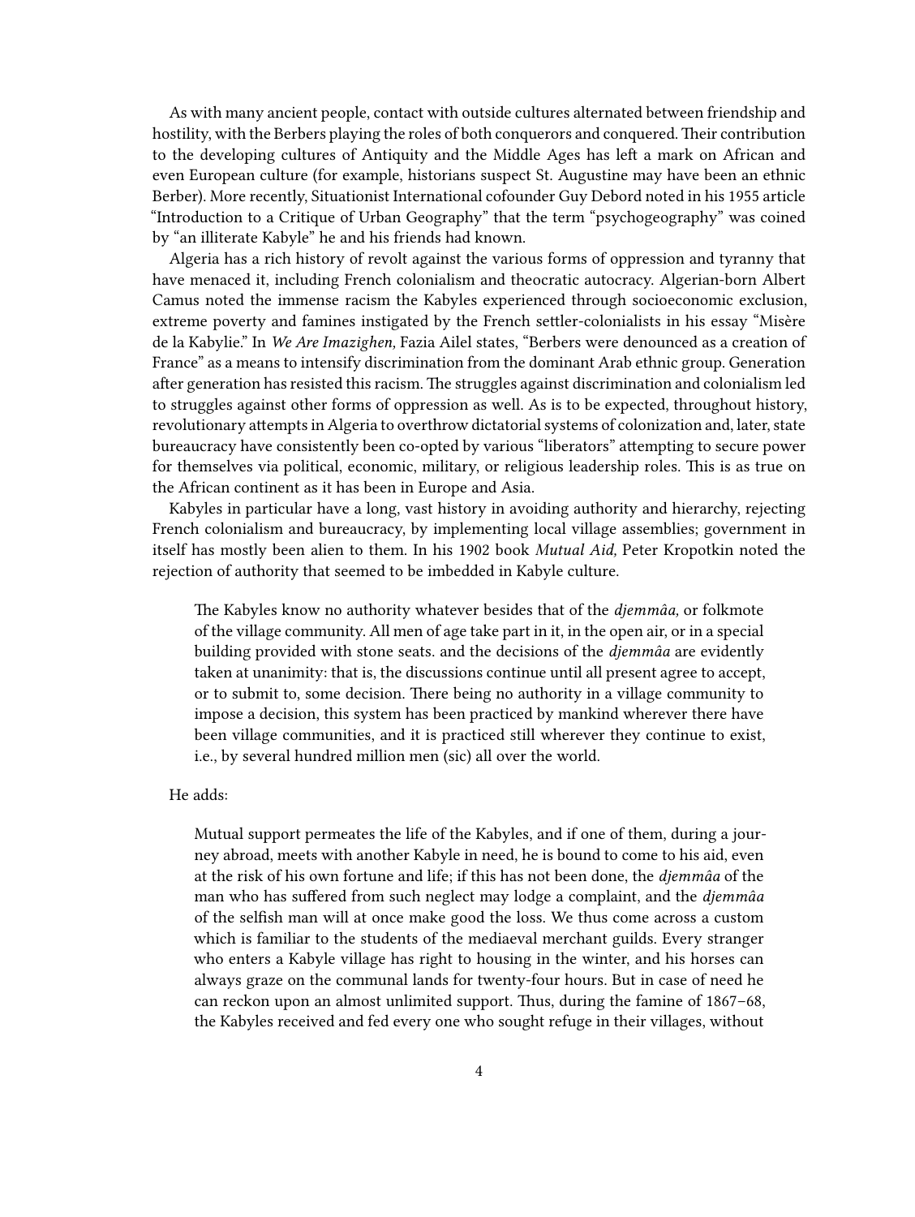As with many ancient people, contact with outside cultures alternated between friendship and hostility, with the Berbers playing the roles of both conquerors and conquered. Their contribution to the developing cultures of Antiquity and the Middle Ages has left a mark on African and even European culture (for example, historians suspect St. Augustine may have been an ethnic Berber). More recently, Situationist International cofounder Guy Debord noted in his 1955 article "Introduction to a Critique of Urban Geography" that the term "psychogeography" was coined by "an illiterate Kabyle" he and his friends had known.

Algeria has a rich history of revolt against the various forms of oppression and tyranny that have menaced it, including French colonialism and theocratic autocracy. Algerian-born Albert Camus noted the immense racism the Kabyles experienced through socioeconomic exclusion, extreme poverty and famines instigated by the French settler-colonialists in his essay "Misère de la Kabylie." In *We Are Imazighen,* Fazia Ailel states, "Berbers were denounced as a creation of France" as a means to intensify discrimination from the dominant Arab ethnic group. Generation after generation has resisted this racism. The struggles against discrimination and colonialism led to struggles against other forms of oppression as well. As is to be expected, throughout history, revolutionary attempts in Algeria to overthrow dictatorial systems of colonization and, later, state bureaucracy have consistently been co-opted by various "liberators" attempting to secure power for themselves via political, economic, military, or religious leadership roles. This is as true on the African continent as it has been in Europe and Asia.

Kabyles in particular have a long, vast history in avoiding authority and hierarchy, rejecting French colonialism and bureaucracy, by implementing local village assemblies; government in itself has mostly been alien to them. In his 1902 book *Mutual Aid,* Peter Kropotkin noted the rejection of authority that seemed to be imbedded in Kabyle culture.

> The Kabyles know no authority whatever besides that of the *djemmâa,* or folkmote of the village community. All men of age take part in it, in the open air, or in a special building provided with stone seats. and the decisions of the *djemmâa* are evidently taken at unanimity: that is, the discussions continue until all present agree to accept, or to submit to, some decision. There being no authority in a village community to impose a decision, this system has been practiced by mankind wherever there have been village communities, and it is practiced still wherever they continue to exist, i.e., by several hundred million men (sic) all over the world.

He adds:

> Mutual support permeates the life of the Kabyles, and if one of them, during a journey abroad, meets with another Kabyle in need, he is bound to come to his aid, even at the risk of his own fortune and life; if this has not been done, the *djemmâa* of the man who has suffered from such neglect may lodge a complaint, and the *djemmâa* of the selfish man will at once make good the loss. We thus come across a custom which is familiar to the students of the mediaeval merchant guilds. Every stranger who enters a Kabyle village has right to housing in the winter, and his horses can always graze on the communal lands for twenty-four hours. But in case of need he can reckon upon an almost unlimited support. Thus, during the famine of 1867–68, the Kabyles received and fed every one who sought refuge in their villages, without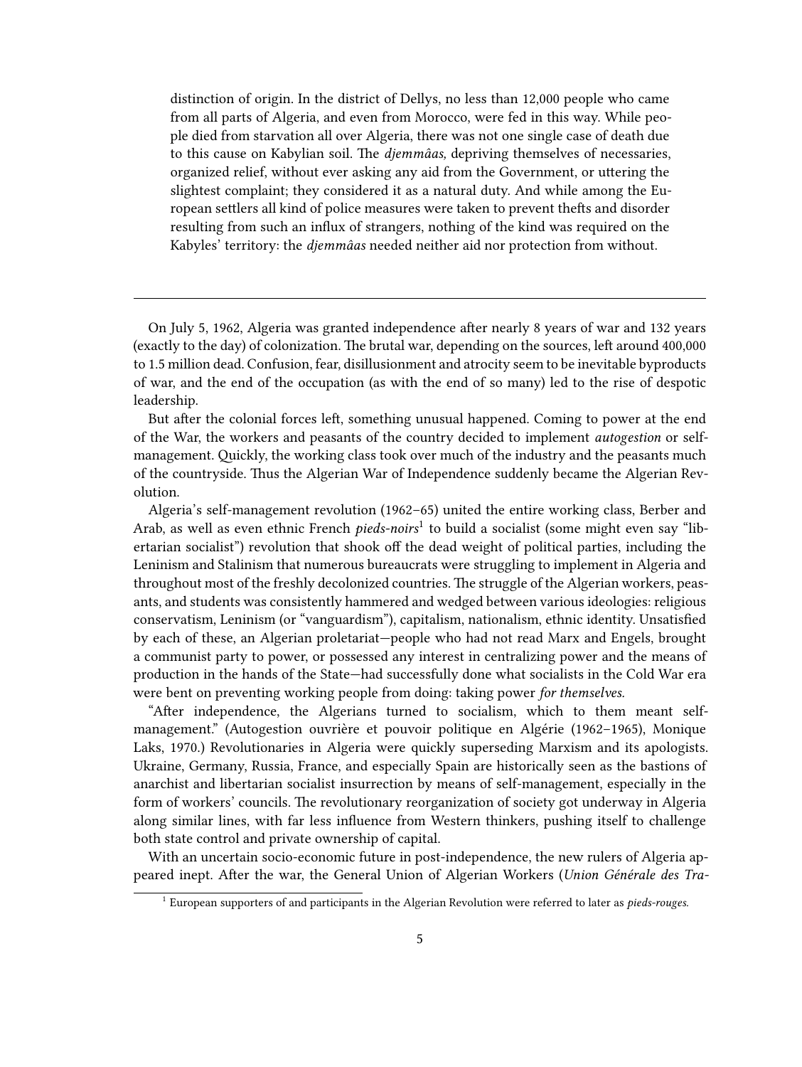> distinction of origin. In the district of Dellys, no less than 12,000 people who came from all parts of Algeria, and even from Morocco, were fed in this way. While people died from starvation all over Algeria, there was not one single case of death due to this cause on Kabylian soil. The *djemmâas,* depriving themselves of necessaries, organized relief, without ever asking any aid from the Government, or uttering the slightest complaint; they considered it as a natural duty. And while among the European settlers all kind of police measures were taken to prevent thefts and disorder resulting from such an influx of strangers, nothing of the kind was required on the Kabyles' territory: the *djemmâas* needed neither aid nor protection from without.

---

On July 5, 1962, Algeria was granted independence after nearly 8 years of war and 132 years (exactly to the day) of colonization. The brutal war, depending on the sources, left around 400,000 to 1.5 million dead. Confusion, fear, disillusionment and atrocity seem to be inevitable byproducts of war, and the end of the occupation (as with the end of so many) led to the rise of despotic leadership.

But after the colonial forces left, something unusual happened. Coming to power at the end of the War, the workers and peasants of the country decided to implement *autogestion* or self-management. Quickly, the working class took over much of the industry and the peasants much of the countryside. Thus the Algerian War of Independence suddenly became the Algerian Revolution.

Algeria's self-management revolution (1962–65) united the entire working class, Berber and Arab, as well as even ethnic French *pieds-noirs*[1] to build a socialist (some might even say "libertarian socialist") revolution that shook off the dead weight of political parties, including the Leninism and Stalinism that numerous bureaucrats were struggling to implement in Algeria and throughout most of the freshly decolonized countries. The struggle of the Algerian workers, peasants, and students was consistently hammered and wedged between various ideologies: religious conservatism, Leninism (or "vanguardism"), capitalism, nationalism, ethnic identity. Unsatisfied by each of these, an Algerian proletariat—people who had not read Marx and Engels, brought a communist party to power, or possessed any interest in centralizing power and the means of production in the hands of the State—had successfully done what socialists in the Cold War era were bent on preventing working people from doing: taking power *for themselves.*

"After independence, the Algerians turned to socialism, which to them meant self-management." (Autogestion ouvrière et pouvoir politique en Algérie (1962–1965), Monique Laks, 1970.) Revolutionaries in Algeria were quickly superseding Marxism and its apologists. Ukraine, Germany, Russia, France, and especially Spain are historically seen as the bastions of anarchist and libertarian socialist insurrection by means of self-management, especially in the form of workers' councils. The revolutionary reorganization of society got underway in Algeria along similar lines, with far less influence from Western thinkers, pushing itself to challenge both state control and private ownership of capital.

With an uncertain socio-economic future in post-independence, the new rulers of Algeria appeared inept. After the war, the General Union of Algerian Workers (*Union Générale des Tra-*

[1] European supporters of and participants in the Algerian Revolution were referred to later as *pieds-rouges.*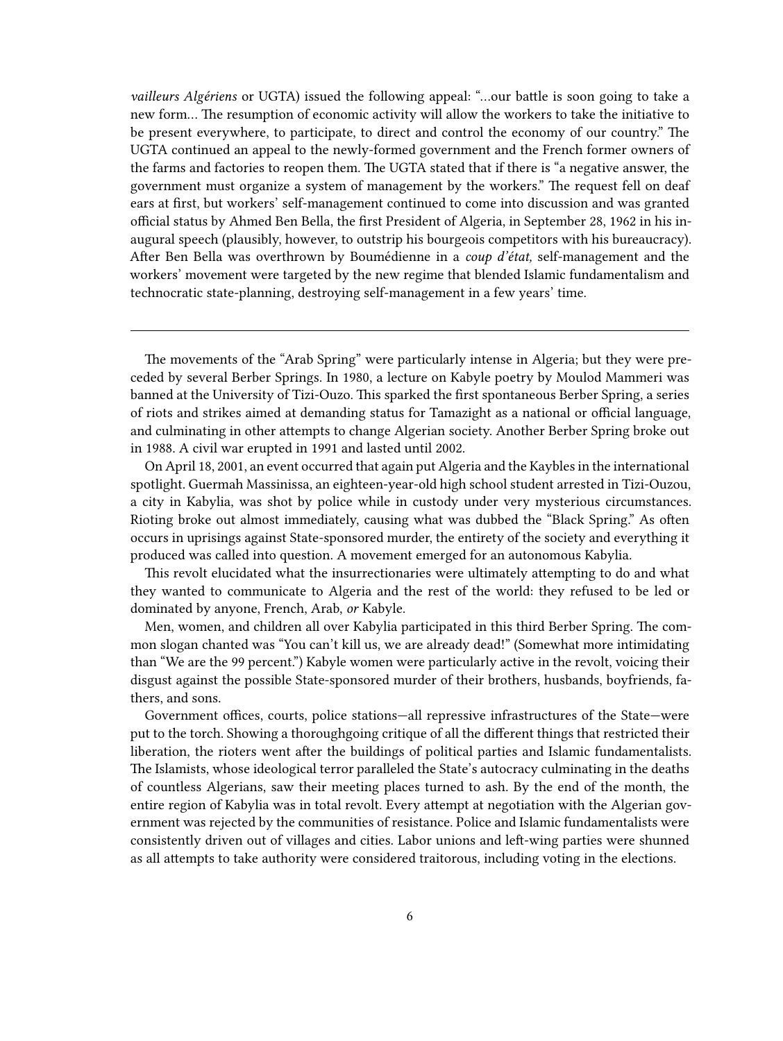*vailleurs Algériens* or UGTA) issued the following appeal: "…our battle is soon going to take a new form… The resumption of economic activity will allow the workers to take the initiative to be present everywhere, to participate, to direct and control the economy of our country." The UGTA continued an appeal to the newly-formed government and the French former owners of the farms and factories to reopen them. The UGTA stated that if there is "a negative answer, the government must organize a system of management by the workers." The request fell on deaf ears at first, but workers' self-management continued to come into discussion and was granted official status by Ahmed Ben Bella, the first President of Algeria, in September 28, 1962 in his inaugural speech (plausibly, however, to outstrip his bourgeois competitors with his bureaucracy). After Ben Bella was overthrown by Boumédienne in a *coup d'état,* self-management and the workers' movement were targeted by the new regime that blended Islamic fundamentalism and technocratic state-planning, destroying self-management in a few years' time.

---

The movements of the "Arab Spring" were particularly intense in Algeria; but they were preceded by several Berber Springs. In 1980, a lecture on Kabyle poetry by Moulod Mammeri was banned at the University of Tizi-Ouzo. This sparked the first spontaneous Berber Spring, a series of riots and strikes aimed at demanding status for Tamazight as a national or official language, and culminating in other attempts to change Algerian society. Another Berber Spring broke out in 1988. A civil war erupted in 1991 and lasted until 2002.

On April 18, 2001, an event occurred that again put Algeria and the Kaybles in the international spotlight. Guermah Massinissa, an eighteen-year-old high school student arrested in Tizi-Ouzou, a city in Kabylia, was shot by police while in custody under very mysterious circumstances. Rioting broke out almost immediately, causing what was dubbed the "Black Spring." As often occurs in uprisings against State-sponsored murder, the entirety of the society and everything it produced was called into question. A movement emerged for an autonomous Kabylia.

This revolt elucidated what the insurrectionaries were ultimately attempting to do and what they wanted to communicate to Algeria and the rest of the world: they refused to be led or dominated by anyone, French, Arab, *or* Kabyle.

Men, women, and children all over Kabylia participated in this third Berber Spring. The common slogan chanted was "You can't kill us, we are already dead!" (Somewhat more intimidating than "We are the 99 percent.") Kabyle women were particularly active in the revolt, voicing their disgust against the possible State-sponsored murder of their brothers, husbands, boyfriends, fathers, and sons.

Government offices, courts, police stations—all repressive infrastructures of the State—were put to the torch. Showing a thoroughgoing critique of all the different things that restricted their liberation, the rioters went after the buildings of political parties and Islamic fundamentalists. The Islamists, whose ideological terror paralleled the State's autocracy culminating in the deaths of countless Algerians, saw their meeting places turned to ash. By the end of the month, the entire region of Kabylia was in total revolt. Every attempt at negotiation with the Algerian government was rejected by the communities of resistance. Police and Islamic fundamentalists were consistently driven out of villages and cities. Labor unions and left-wing parties were shunned as all attempts to take authority were considered traitorous, including voting in the elections.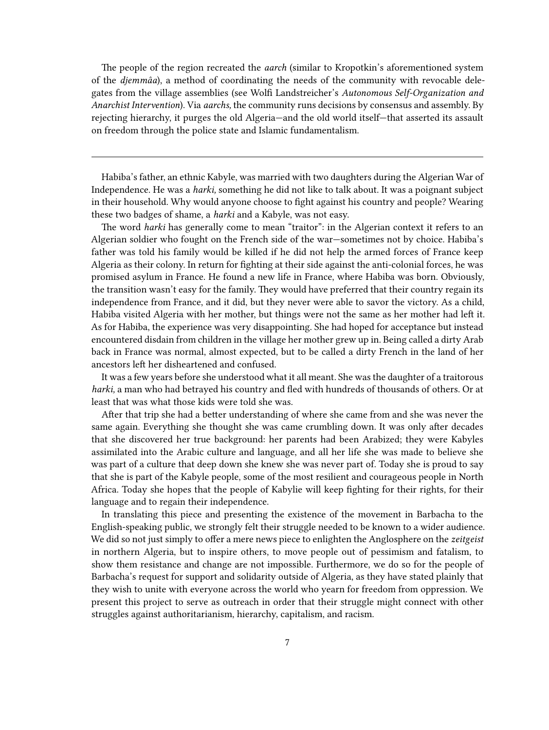The people of the region recreated the *aarch* (similar to Kropotkin's aforementioned system of the *djemmâa*), a method of coordinating the needs of the community with revocable delegates from the village assemblies (see Wolfi Landstreicher's *Autonomous Self-Organization and Anarchist Intervention*). Via *aarchs,* the community runs decisions by consensus and assembly. By rejecting hierarchy, it purges the old Algeria—and the old world itself—that asserted its assault on freedom through the police state and Islamic fundamentalism.

---

Habiba's father, an ethnic Kabyle, was married with two daughters during the Algerian War of Independence. He was a *harki,* something he did not like to talk about. It was a poignant subject in their household. Why would anyone choose to fight against his country and people? Wearing these two badges of shame, a *harki* and a Kabyle, was not easy.

The word *harki* has generally come to mean "traitor": in the Algerian context it refers to an Algerian soldier who fought on the French side of the war—sometimes not by choice. Habiba's father was told his family would be killed if he did not help the armed forces of France keep Algeria as their colony. In return for fighting at their side against the anti-colonial forces, he was promised asylum in France. He found a new life in France, where Habiba was born. Obviously, the transition wasn't easy for the family. They would have preferred that their country regain its independence from France, and it did, but they never were able to savor the victory. As a child, Habiba visited Algeria with her mother, but things were not the same as her mother had left it. As for Habiba, the experience was very disappointing. She had hoped for acceptance but instead encountered disdain from children in the village her mother grew up in. Being called a dirty Arab back in France was normal, almost expected, but to be called a dirty French in the land of her ancestors left her disheartened and confused.

It was a few years before she understood what it all meant. She was the daughter of a traitorous *harki,* a man who had betrayed his country and fled with hundreds of thousands of others. Or at least that was what those kids were told she was.

After that trip she had a better understanding of where she came from and she was never the same again. Everything she thought she was came crumbling down. It was only after decades that she discovered her true background: her parents had been Arabized; they were Kabyles assimilated into the Arabic culture and language, and all her life she was made to believe she was part of a culture that deep down she knew she was never part of. Today she is proud to say that she is part of the Kabyle people, some of the most resilient and courageous people in North Africa. Today she hopes that the people of Kabylie will keep fighting for their rights, for their language and to regain their independence.

In translating this piece and presenting the existence of the movement in Barbacha to the English-speaking public, we strongly felt their struggle needed to be known to a wider audience. We did so not just simply to offer a mere news piece to enlighten the Anglosphere on the *zeitgeist* in northern Algeria, but to inspire others, to move people out of pessimism and fatalism, to show them resistance and change are not impossible. Furthermore, we do so for the people of Barbacha's request for support and solidarity outside of Algeria, as they have stated plainly that they wish to unite with everyone across the world who yearn for freedom from oppression. We present this project to serve as outreach in order that their struggle might connect with other struggles against authoritarianism, hierarchy, capitalism, and racism.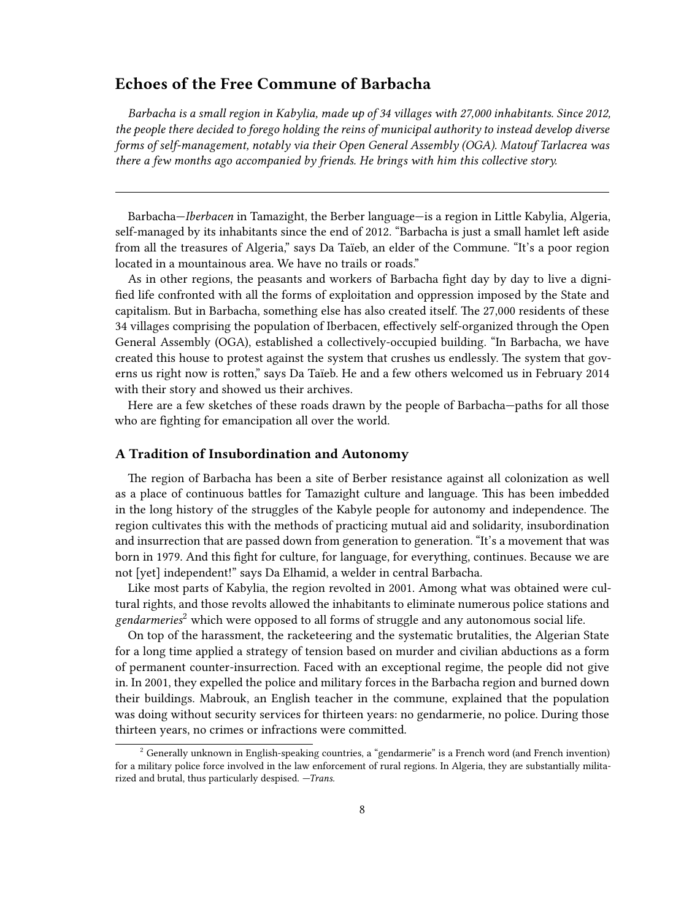## Echoes of the Free Commune of Barbacha

*Barbacha is a small region in Kabylia, made up of 34 villages with 27,000 inhabitants. Since 2012, the people there decided to forego holding the reins of municipal authority to instead develop diverse forms of self-management, notably via their Open General Assembly (OGA). Matouf Tarlacrea was there a few months ago accompanied by friends. He brings with him this collective story.*

---

Barbacha—*Iberbacen* in Tamazight, the Berber language—is a region in Little Kabylia, Algeria, self-managed by its inhabitants since the end of 2012. "Barbacha is just a small hamlet left aside from all the treasures of Algeria," says Da Taïeb, an elder of the Commune. "It's a poor region located in a mountainous area. We have no trails or roads."

As in other regions, the peasants and workers of Barbacha fight day by day to live a dignified life confronted with all the forms of exploitation and oppression imposed by the State and capitalism. But in Barbacha, something else has also created itself. The 27,000 residents of these 34 villages comprising the population of Iberbacen, effectively self-organized through the Open General Assembly (OGA), established a collectively-occupied building. "In Barbacha, we have created this house to protest against the system that crushes us endlessly. The system that governs us right now is rotten," says Da Taïeb. He and a few others welcomed us in February 2014 with their story and showed us their archives.

Here are a few sketches of these roads drawn by the people of Barbacha—paths for all those who are fighting for emancipation all over the world.

### A Tradition of Insubordination and Autonomy

The region of Barbacha has been a site of Berber resistance against all colonization as well as a place of continuous battles for Tamazight culture and language. This has been imbedded in the long history of the struggles of the Kabyle people for autonomy and independence. The region cultivates this with the methods of practicing mutual aid and solidarity, insubordination and insurrection that are passed down from generation to generation. "It's a movement that was born in 1979. And this fight for culture, for language, for everything, continues. Because we are not [yet] independent!" says Da Elhamid, a welder in central Barbacha.

Like most parts of Kabylia, the region revolted in 2001. Among what was obtained were cultural rights, and those revolts allowed the inhabitants to eliminate numerous police stations and *gendarmeries*[2] which were opposed to all forms of struggle and any autonomous social life.

On top of the harassment, the racketeering and the systematic brutalities, the Algerian State for a long time applied a strategy of tension based on murder and civilian abductions as a form of permanent counter-insurrection. Faced with an exceptional regime, the people did not give in. In 2001, they expelled the police and military forces in the Barbacha region and burned down their buildings. Mabrouk, an English teacher in the commune, explained that the population was doing without security services for thirteen years: no gendarmerie, no police. During those thirteen years, no crimes or infractions were committed.

---

[2] Generally unknown in English-speaking countries, a "gendarmerie" is a French word (and French invention) for a military police force involved in the law enforcement of rural regions. In Algeria, they are substantially militarized and brutal, thus particularly despised. —*Trans.*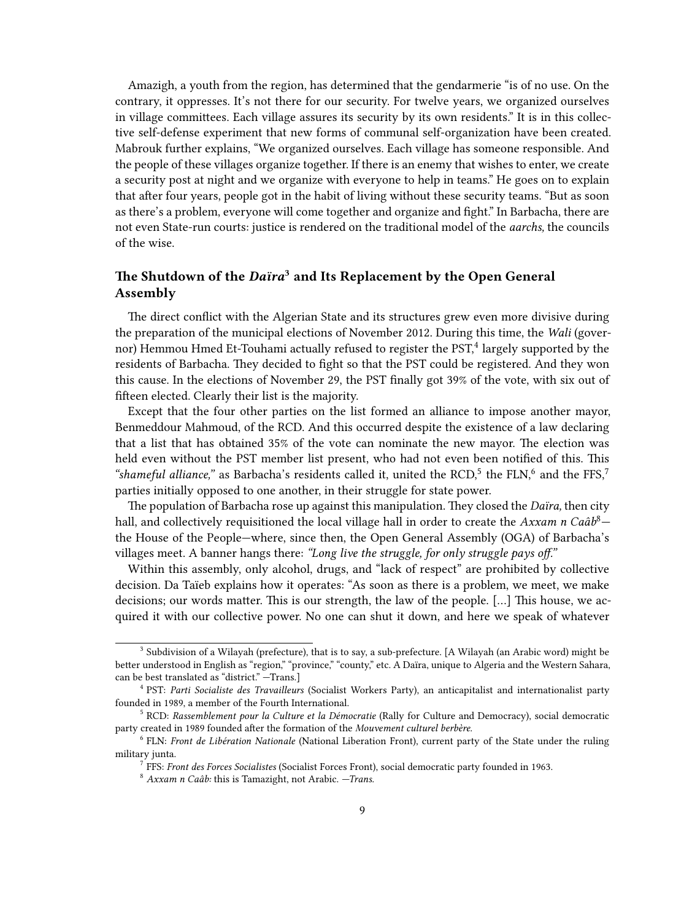Amazigh, a youth from the region, has determined that the gendarmerie "is of no use. On the contrary, it oppresses. It's not there for our security. For twelve years, we organized ourselves in village committees. Each village assures its security by its own residents." It is in this collective self-defense experiment that new forms of communal self-organization have been created. Mabrouk further explains, "We organized ourselves. Each village has someone responsible. And the people of these villages organize together. If there is an enemy that wishes to enter, we create a security post at night and we organize with everyone to help in teams." He goes on to explain that after four years, people got in the habit of living without these security teams. "But as soon as there's a problem, everyone will come together and organize and fight." In Barbacha, there are not even State-run courts: justice is rendered on the traditional model of the *aarchs,* the councils of the wise.

### The Shutdown of the *Daïra*[3] and Its Replacement by the Open General Assembly

The direct conflict with the Algerian State and its structures grew even more divisive during the preparation of the municipal elections of November 2012. During this time, the *Wali* (governor) Hemmou Hmed Et-Touhami actually refused to register the PST,[4] largely supported by the residents of Barbacha. They decided to fight so that the PST could be registered. And they won this cause. In the elections of November 29, the PST finally got 39% of the vote, with six out of fifteen elected. Clearly their list is the majority.

Except that the four other parties on the list formed an alliance to impose another mayor, Benmeddour Mahmoud, of the RCD. And this occurred despite the existence of a law declaring that a list that has obtained 35% of the vote can nominate the new mayor. The election was held even without the PST member list present, who had not even been notified of this. This *"shameful alliance,"* as Barbacha's residents called it, united the RCD,[5] the FLN,[6] and the FFS,[7] parties initially opposed to one another, in their struggle for state power.

The population of Barbacha rose up against this manipulation. They closed the *Daïra,* then city hall, and collectively requisitioned the local village hall in order to create the *Axxam n Caâb*[8]—the House of the People—where, since then, the Open General Assembly (OGA) of Barbacha's villages meet. A banner hangs there: *"Long live the struggle, for only struggle pays off."*

Within this assembly, only alcohol, drugs, and "lack of respect" are prohibited by collective decision. Da Taïeb explains how it operates: "As soon as there is a problem, we meet, we make decisions; our words matter. This is our strength, the law of the people. […] This house, we acquired it with our collective power. No one can shut it down, and here we speak of whatever

---

[3] Subdivision of a Wilayah (prefecture), that is to say, a sub-prefecture. [A Wilayah (an Arabic word) might be better understood in English as "region," "province," "county," etc. A Daïra, unique to Algeria and the Western Sahara, can be best translated as "district." —Trans.]

[4] PST: *Parti Socialiste des Travailleurs* (Socialist Workers Party), an anticapitalist and internationalist party founded in 1989, a member of the Fourth International.

[5] RCD: *Rassemblement pour la Culture et la Démocratie* (Rally for Culture and Democracy), social democratic party created in 1989 founded after the formation of the *Mouvement culturel berbère.*

[6] FLN: *Front de Libération Nationale* (National Liberation Front), current party of the State under the ruling military junta.

[7] FFS: *Front des Forces Socialistes* (Socialist Forces Front), social democratic party founded in 1963.

[8] *Axxam n Caâb:* this is Tamazight, not Arabic. —*Trans.*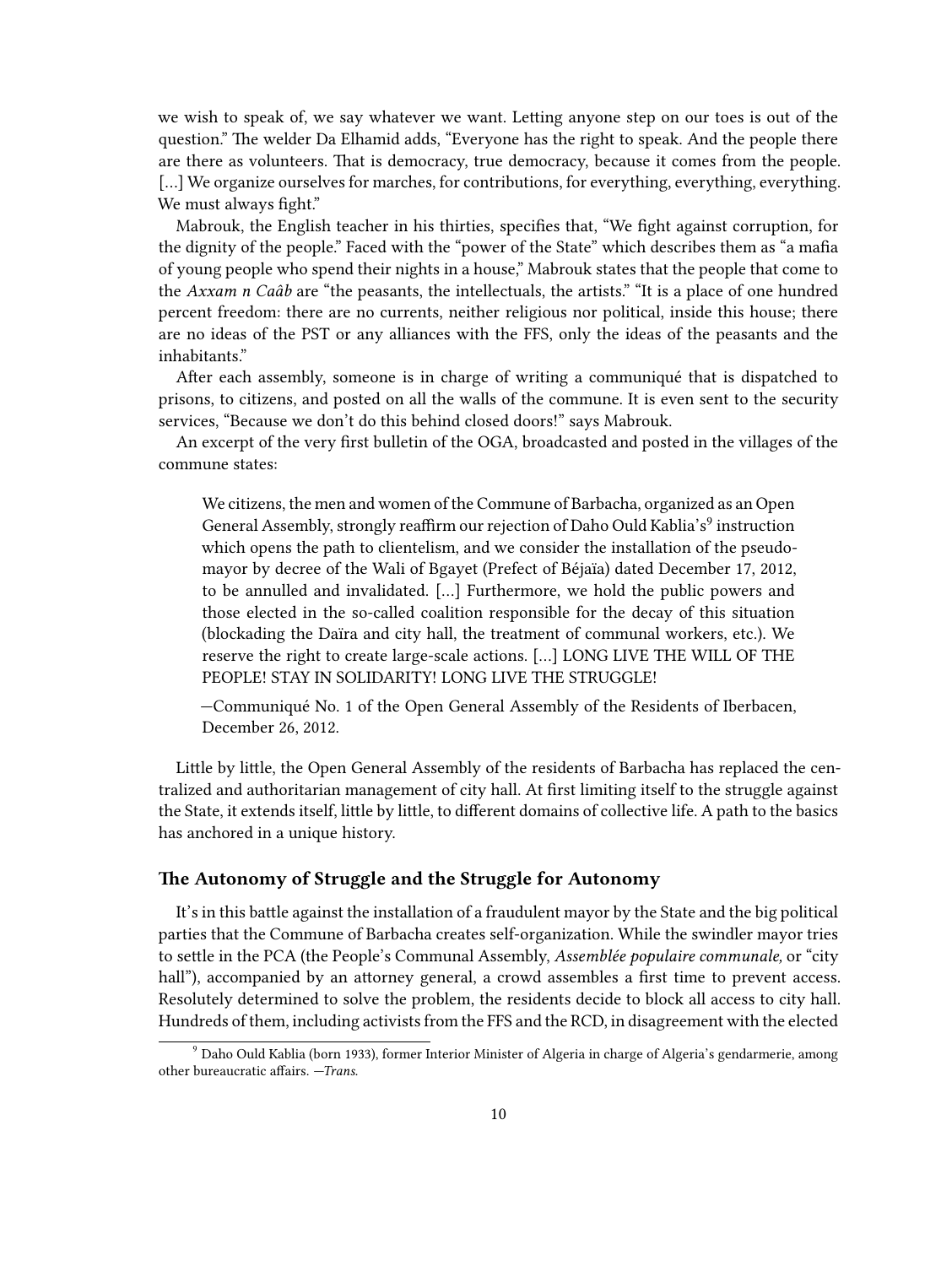we wish to speak of, we say whatever we want. Letting anyone step on our toes is out of the question." The welder Da Elhamid adds, "Everyone has the right to speak. And the people there are there as volunteers. That is democracy, true democracy, because it comes from the people. […] We organize ourselves for marches, for contributions, for everything, everything, everything. We must always fight."

Mabrouk, the English teacher in his thirties, specifies that, "We fight against corruption, for the dignity of the people." Faced with the "power of the State" which describes them as "a mafia of young people who spend their nights in a house," Mabrouk states that the people that come to the *Axxam n Caâb* are "the peasants, the intellectuals, the artists." "It is a place of one hundred percent freedom: there are no currents, neither religious nor political, inside this house; there are no ideas of the PST or any alliances with the FFS, only the ideas of the peasants and the inhabitants."

After each assembly, someone is in charge of writing a communiqué that is dispatched to prisons, to citizens, and posted on all the walls of the commune. It is even sent to the security services, "Because we don't do this behind closed doors!" says Mabrouk.

An excerpt of the very first bulletin of the OGA, broadcasted and posted in the villages of the commune states:

> We citizens, the men and women of the Commune of Barbacha, organized as an Open General Assembly, strongly reaffirm our rejection of Daho Ould Kablia's[9] instruction which opens the path to clientelism, and we consider the installation of the pseudo-mayor by decree of the Wali of Bgayet (Prefect of Béjaïa) dated December 17, 2012, to be annulled and invalidated. […] Furthermore, we hold the public powers and those elected in the so-called coalition responsible for the decay of this situation (blockading the Daïra and city hall, the treatment of communal workers, etc.). We reserve the right to create large-scale actions. […] LONG LIVE THE WILL OF THE PEOPLE! STAY IN SOLIDARITY! LONG LIVE THE STRUGGLE!
>
> —Communiqué No. 1 of the Open General Assembly of the Residents of Iberbacen, December 26, 2012.

Little by little, the Open General Assembly of the residents of Barbacha has replaced the centralized and authoritarian management of city hall. At first limiting itself to the struggle against the State, it extends itself, little by little, to different domains of collective life. A path to the basics has anchored in a unique history.

### The Autonomy of Struggle and the Struggle for Autonomy

It's in this battle against the installation of a fraudulent mayor by the State and the big political parties that the Commune of Barbacha creates self-organization. While the swindler mayor tries to settle in the PCA (the People's Communal Assembly, *Assemblée populaire communale,* or "city hall"), accompanied by an attorney general, a crowd assembles a first time to prevent access. Resolutely determined to solve the problem, the residents decide to block all access to city hall. Hundreds of them, including activists from the FFS and the RCD, in disagreement with the elected

[9] Daho Ould Kablia (born 1933), former Interior Minister of Algeria in charge of Algeria's gendarmerie, among other bureaucratic affairs. *—Trans.*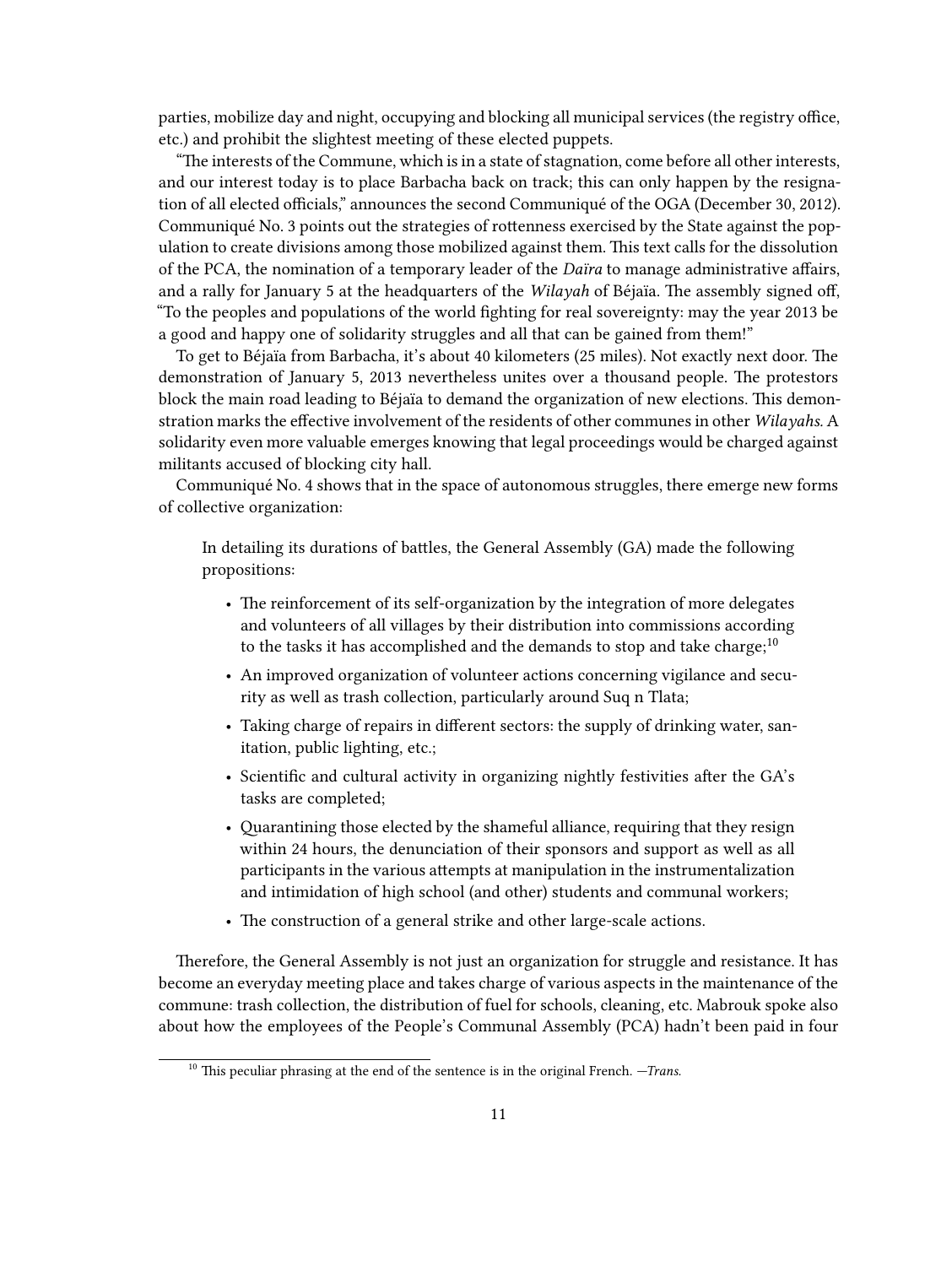parties, mobilize day and night, occupying and blocking all municipal services (the registry office, etc.) and prohibit the slightest meeting of these elected puppets.

"The interests of the Commune, which is in a state of stagnation, come before all other interests, and our interest today is to place Barbacha back on track; this can only happen by the resignation of all elected officials," announces the second Communiqué of the OGA (December 30, 2012). Communiqué No. 3 points out the strategies of rottenness exercised by the State against the population to create divisions among those mobilized against them. This text calls for the dissolution of the PCA, the nomination of a temporary leader of the *Daïra* to manage administrative affairs, and a rally for January 5 at the headquarters of the *Wilayah* of Béjaïa. The assembly signed off, "To the peoples and populations of the world fighting for real sovereignty: may the year 2013 be a good and happy one of solidarity struggles and all that can be gained from them!"

To get to Béjaïa from Barbacha, it's about 40 kilometers (25 miles). Not exactly next door. The demonstration of January 5, 2013 nevertheless unites over a thousand people. The protestors block the main road leading to Béjaïa to demand the organization of new elections. This demonstration marks the effective involvement of the residents of other communes in other *Wilayahs*. A solidarity even more valuable emerges knowing that legal proceedings would be charged against militants accused of blocking city hall.

Communiqué No. 4 shows that in the space of autonomous struggles, there emerge new forms of collective organization:

> In detailing its durations of battles, the General Assembly (GA) made the following propositions:
>
> - The reinforcement of its self-organization by the integration of more delegates and volunteers of all villages by their distribution into commissions according to the tasks it has accomplished and the demands to stop and take charge;[10]
> - An improved organization of volunteer actions concerning vigilance and security as well as trash collection, particularly around Suq n Tlata;
> - Taking charge of repairs in different sectors: the supply of drinking water, sanitation, public lighting, etc.;
> - Scientific and cultural activity in organizing nightly festivities after the GA's tasks are completed;
> - Quarantining those elected by the shameful alliance, requiring that they resign within 24 hours, the denunciation of their sponsors and support as well as all participants in the various attempts at manipulation in the instrumentalization and intimidation of high school (and other) students and communal workers;
> - The construction of a general strike and other large-scale actions.

Therefore, the General Assembly is not just an organization for struggle and resistance. It has become an everyday meeting place and takes charge of various aspects in the maintenance of the commune: trash collection, the distribution of fuel for schools, cleaning, etc. Mabrouk spoke also about how the employees of the People's Communal Assembly (PCA) hadn't been paid in four

[10] This peculiar phrasing at the end of the sentence is in the original French. —*Trans.*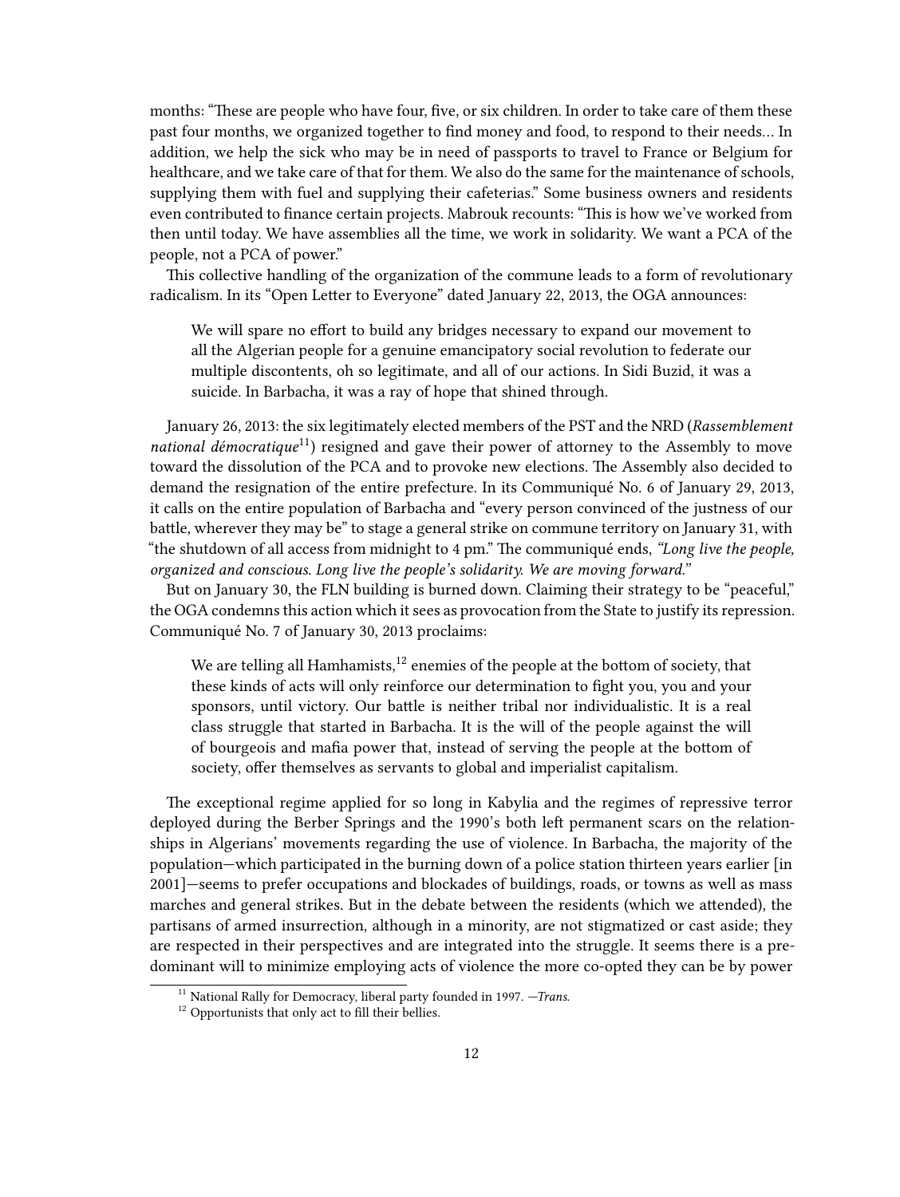months: "These are people who have four, five, or six children. In order to take care of them these past four months, we organized together to find money and food, to respond to their needs… In addition, we help the sick who may be in need of passports to travel to France or Belgium for healthcare, and we take care of that for them. We also do the same for the maintenance of schools, supplying them with fuel and supplying their cafeterias." Some business owners and residents even contributed to finance certain projects. Mabrouk recounts: "This is how we've worked from then until today. We have assemblies all the time, we work in solidarity. We want a PCA of the people, not a PCA of power."

This collective handling of the organization of the commune leads to a form of revolutionary radicalism. In its "Open Letter to Everyone" dated January 22, 2013, the OGA announces:

> We will spare no effort to build any bridges necessary to expand our movement to all the Algerian people for a genuine emancipatory social revolution to federate our multiple discontents, oh so legitimate, and all of our actions. In Sidi Buzid, it was a suicide. In Barbacha, it was a ray of hope that shined through.

January 26, 2013: the six legitimately elected members of the PST and the NRD (*Rassemblement national démocratique*[11]) resigned and gave their power of attorney to the Assembly to move toward the dissolution of the PCA and to provoke new elections. The Assembly also decided to demand the resignation of the entire prefecture. In its Communiqué No. 6 of January 29, 2013, it calls on the entire population of Barbacha and "every person convinced of the justness of our battle, wherever they may be" to stage a general strike on commune territory on January 31, with "the shutdown of all access from midnight to 4 pm." The communiqué ends, *"Long live the people, organized and conscious. Long live the people's solidarity. We are moving forward."*

But on January 30, the FLN building is burned down. Claiming their strategy to be "peaceful," the OGA condemns this action which it sees as provocation from the State to justify its repression. Communiqué No. 7 of January 30, 2013 proclaims:

> We are telling all Hamhamists,[12] enemies of the people at the bottom of society, that these kinds of acts will only reinforce our determination to fight you, you and your sponsors, until victory. Our battle is neither tribal nor individualistic. It is a real class struggle that started in Barbacha. It is the will of the people against the will of bourgeois and mafia power that, instead of serving the people at the bottom of society, offer themselves as servants to global and imperialist capitalism.

The exceptional regime applied for so long in Kabylia and the regimes of repressive terror deployed during the Berber Springs and the 1990's both left permanent scars on the relationships in Algerians' movements regarding the use of violence. In Barbacha, the majority of the population—which participated in the burning down of a police station thirteen years earlier [in 2001]—seems to prefer occupations and blockades of buildings, roads, or towns as well as mass marches and general strikes. But in the debate between the residents (which we attended), the partisans of armed insurrection, although in a minority, are not stigmatized or cast aside; they are respected in their perspectives and are integrated into the struggle. It seems there is a predominant will to minimize employing acts of violence the more co-opted they can be by power

---

[11] National Rally for Democracy, liberal party founded in 1997. —*Trans.*

[12] Opportunists that only act to fill their bellies.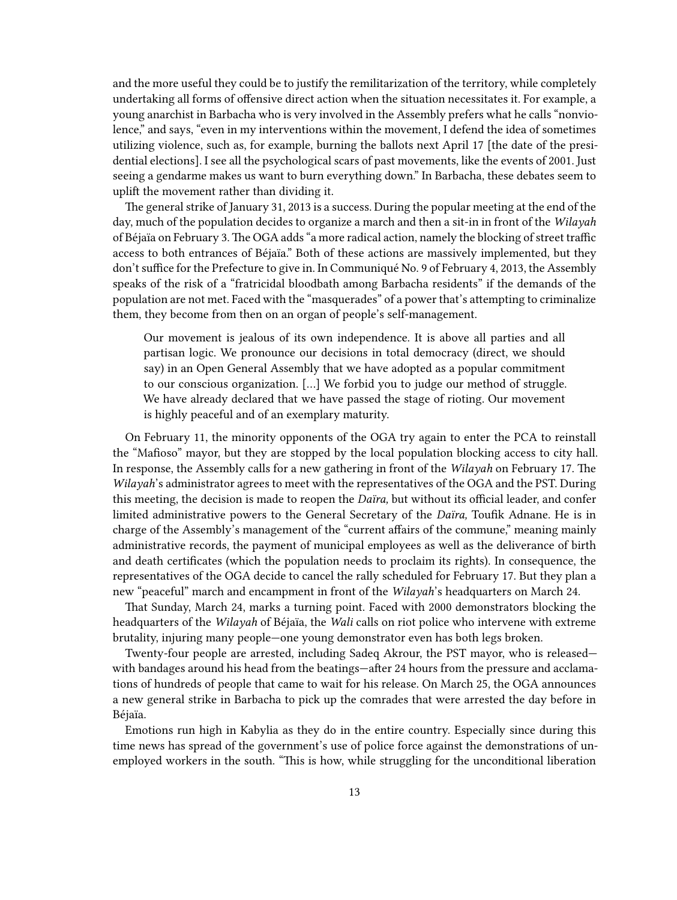and the more useful they could be to justify the remilitarization of the territory, while completely undertaking all forms of offensive direct action when the situation necessitates it. For example, a young anarchist in Barbacha who is very involved in the Assembly prefers what he calls "nonviolence," and says, "even in my interventions within the movement, I defend the idea of sometimes utilizing violence, such as, for example, burning the ballots next April 17 [the date of the presidential elections]. I see all the psychological scars of past movements, like the events of 2001. Just seeing a gendarme makes us want to burn everything down." In Barbacha, these debates seem to uplift the movement rather than dividing it.

The general strike of January 31, 2013 is a success. During the popular meeting at the end of the day, much of the population decides to organize a march and then a sit-in in front of the *Wilayah* of Béjaïa on February 3. The OGA adds "a more radical action, namely the blocking of street traffic access to both entrances of Béjaïa." Both of these actions are massively implemented, but they don't suffice for the Prefecture to give in. In Communiqué No. 9 of February 4, 2013, the Assembly speaks of the risk of a "fratricidal bloodbath among Barbacha residents" if the demands of the population are not met. Faced with the "masquerades" of a power that's attempting to criminalize them, they become from then on an organ of people's self-management.

> Our movement is jealous of its own independence. It is above all parties and all partisan logic. We pronounce our decisions in total democracy (direct, we should say) in an Open General Assembly that we have adopted as a popular commitment to our conscious organization. […] We forbid you to judge our method of struggle. We have already declared that we have passed the stage of rioting. Our movement is highly peaceful and of an exemplary maturity.

On February 11, the minority opponents of the OGA try again to enter the PCA to reinstall the "Mafioso" mayor, but they are stopped by the local population blocking access to city hall. In response, the Assembly calls for a new gathering in front of the *Wilayah* on February 17. The *Wilayah*'s administrator agrees to meet with the representatives of the OGA and the PST. During this meeting, the decision is made to reopen the *Daïra,* but without its official leader, and confer limited administrative powers to the General Secretary of the *Daïra,* Toufik Adnane. He is in charge of the Assembly's management of the "current affairs of the commune," meaning mainly administrative records, the payment of municipal employees as well as the deliverance of birth and death certificates (which the population needs to proclaim its rights). In consequence, the representatives of the OGA decide to cancel the rally scheduled for February 17. But they plan a new "peaceful" march and encampment in front of the *Wilayah*'s headquarters on March 24.

That Sunday, March 24, marks a turning point. Faced with 2000 demonstrators blocking the headquarters of the *Wilayah* of Béjaïa, the *Wali* calls on riot police who intervene with extreme brutality, injuring many people—one young demonstrator even has both legs broken.

Twenty-four people are arrested, including Sadeq Akrour, the PST mayor, who is released—with bandages around his head from the beatings—after 24 hours from the pressure and acclamations of hundreds of people that came to wait for his release. On March 25, the OGA announces a new general strike in Barbacha to pick up the comrades that were arrested the day before in Béjaïa.

Emotions run high in Kabylia as they do in the entire country. Especially since during this time news has spread of the government's use of police force against the demonstrations of unemployed workers in the south. "This is how, while struggling for the unconditional liberation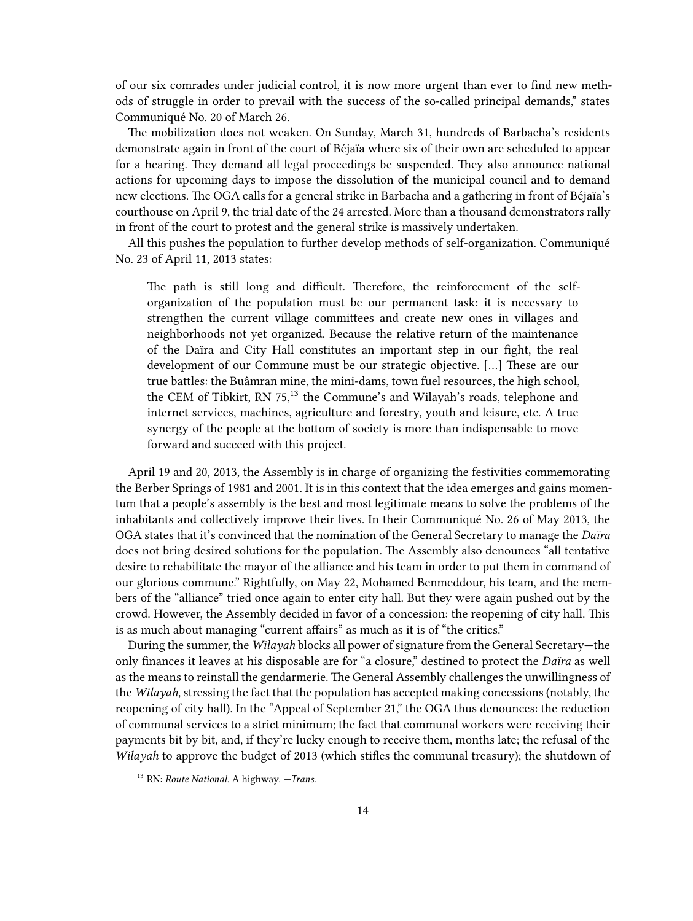of our six comrades under judicial control, it is now more urgent than ever to find new methods of struggle in order to prevail with the success of the so-called principal demands," states Communiqué No. 20 of March 26.

The mobilization does not weaken. On Sunday, March 31, hundreds of Barbacha's residents demonstrate again in front of the court of Béjaïa where six of their own are scheduled to appear for a hearing. They demand all legal proceedings be suspended. They also announce national actions for upcoming days to impose the dissolution of the municipal council and to demand new elections. The OGA calls for a general strike in Barbacha and a gathering in front of Béjaïa's courthouse on April 9, the trial date of the 24 arrested. More than a thousand demonstrators rally in front of the court to protest and the general strike is massively undertaken.

All this pushes the population to further develop methods of self-organization. Communiqué No. 23 of April 11, 2013 states:

> The path is still long and difficult. Therefore, the reinforcement of the self-organization of the population must be our permanent task: it is necessary to strengthen the current village committees and create new ones in villages and neighborhoods not yet organized. Because the relative return of the maintenance of the Daïra and City Hall constitutes an important step in our fight, the real development of our Commune must be our strategic objective. […] These are our true battles: the Buâmran mine, the mini-dams, town fuel resources, the high school, the CEM of Tibkirt, RN 75,[13] the Commune's and Wilayah's roads, telephone and internet services, machines, agriculture and forestry, youth and leisure, etc. A true synergy of the people at the bottom of society is more than indispensable to move forward and succeed with this project.

April 19 and 20, 2013, the Assembly is in charge of organizing the festivities commemorating the Berber Springs of 1981 and 2001. It is in this context that the idea emerges and gains momentum that a people's assembly is the best and most legitimate means to solve the problems of the inhabitants and collectively improve their lives. In their Communiqué No. 26 of May 2013, the OGA states that it's convinced that the nomination of the General Secretary to manage the *Daïra* does not bring desired solutions for the population. The Assembly also denounces "all tentative desire to rehabilitate the mayor of the alliance and his team in order to put them in command of our glorious commune." Rightfully, on May 22, Mohamed Benmeddour, his team, and the members of the "alliance" tried once again to enter city hall. But they were again pushed out by the crowd. However, the Assembly decided in favor of a concession: the reopening of city hall. This is as much about managing "current affairs" as much as it is of "the critics."

During the summer, the *Wilayah* blocks all power of signature from the General Secretary—the only finances it leaves at his disposable are for "a closure," destined to protect the *Daïra* as well as the means to reinstall the gendarmerie. The General Assembly challenges the unwillingness of the *Wilayah,* stressing the fact that the population has accepted making concessions (notably, the reopening of city hall). In the "Appeal of September 21," the OGA thus denounces: the reduction of communal services to a strict minimum; the fact that communal workers were receiving their payments bit by bit, and, if they're lucky enough to receive them, months late; the refusal of the *Wilayah* to approve the budget of 2013 (which stifles the communal treasury); the shutdown of

[13] RN: *Route National.* A highway. —*Trans.*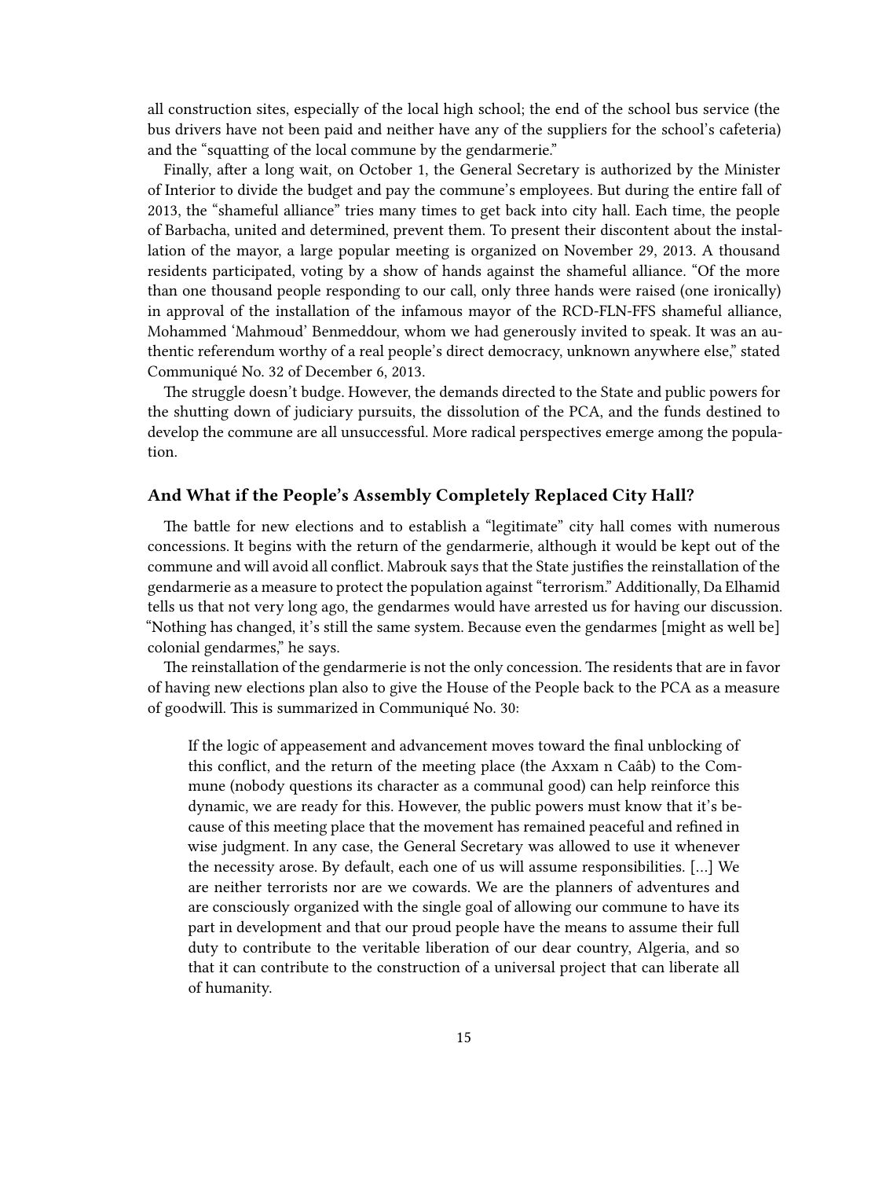all construction sites, especially of the local high school; the end of the school bus service (the bus drivers have not been paid and neither have any of the suppliers for the school's cafeteria) and the "squatting of the local commune by the gendarmerie."

Finally, after a long wait, on October 1, the General Secretary is authorized by the Minister of Interior to divide the budget and pay the commune's employees. But during the entire fall of 2013, the "shameful alliance" tries many times to get back into city hall. Each time, the people of Barbacha, united and determined, prevent them. To present their discontent about the installation of the mayor, a large popular meeting is organized on November 29, 2013. A thousand residents participated, voting by a show of hands against the shameful alliance. "Of the more than one thousand people responding to our call, only three hands were raised (one ironically) in approval of the installation of the infamous mayor of the RCD-FLN-FFS shameful alliance, Mohammed 'Mahmoud' Benmeddour, whom we had generously invited to speak. It was an authentic referendum worthy of a real people's direct democracy, unknown anywhere else," stated Communiqué No. 32 of December 6, 2013.

The struggle doesn't budge. However, the demands directed to the State and public powers for the shutting down of judiciary pursuits, the dissolution of the PCA, and the funds destined to develop the commune are all unsuccessful. More radical perspectives emerge among the population.

### And What if the People's Assembly Completely Replaced City Hall?

The battle for new elections and to establish a "legitimate" city hall comes with numerous concessions. It begins with the return of the gendarmerie, although it would be kept out of the commune and will avoid all conflict. Mabrouk says that the State justifies the reinstallation of the gendarmerie as a measure to protect the population against "terrorism." Additionally, Da Elhamid tells us that not very long ago, the gendarmes would have arrested us for having our discussion. "Nothing has changed, it's still the same system. Because even the gendarmes [might as well be] colonial gendarmes," he says.

The reinstallation of the gendarmerie is not the only concession. The residents that are in favor of having new elections plan also to give the House of the People back to the PCA as a measure of goodwill. This is summarized in Communiqué No. 30:

> If the logic of appeasement and advancement moves toward the final unblocking of this conflict, and the return of the meeting place (the Axxam n Caâb) to the Commune (nobody questions its character as a communal good) can help reinforce this dynamic, we are ready for this. However, the public powers must know that it's because of this meeting place that the movement has remained peaceful and refined in wise judgment. In any case, the General Secretary was allowed to use it whenever the necessity arose. By default, each one of us will assume responsibilities. […] We are neither terrorists nor are we cowards. We are the planners of adventures and are consciously organized with the single goal of allowing our commune to have its part in development and that our proud people have the means to assume their full duty to contribute to the veritable liberation of our dear country, Algeria, and so that it can contribute to the construction of a universal project that can liberate all of humanity.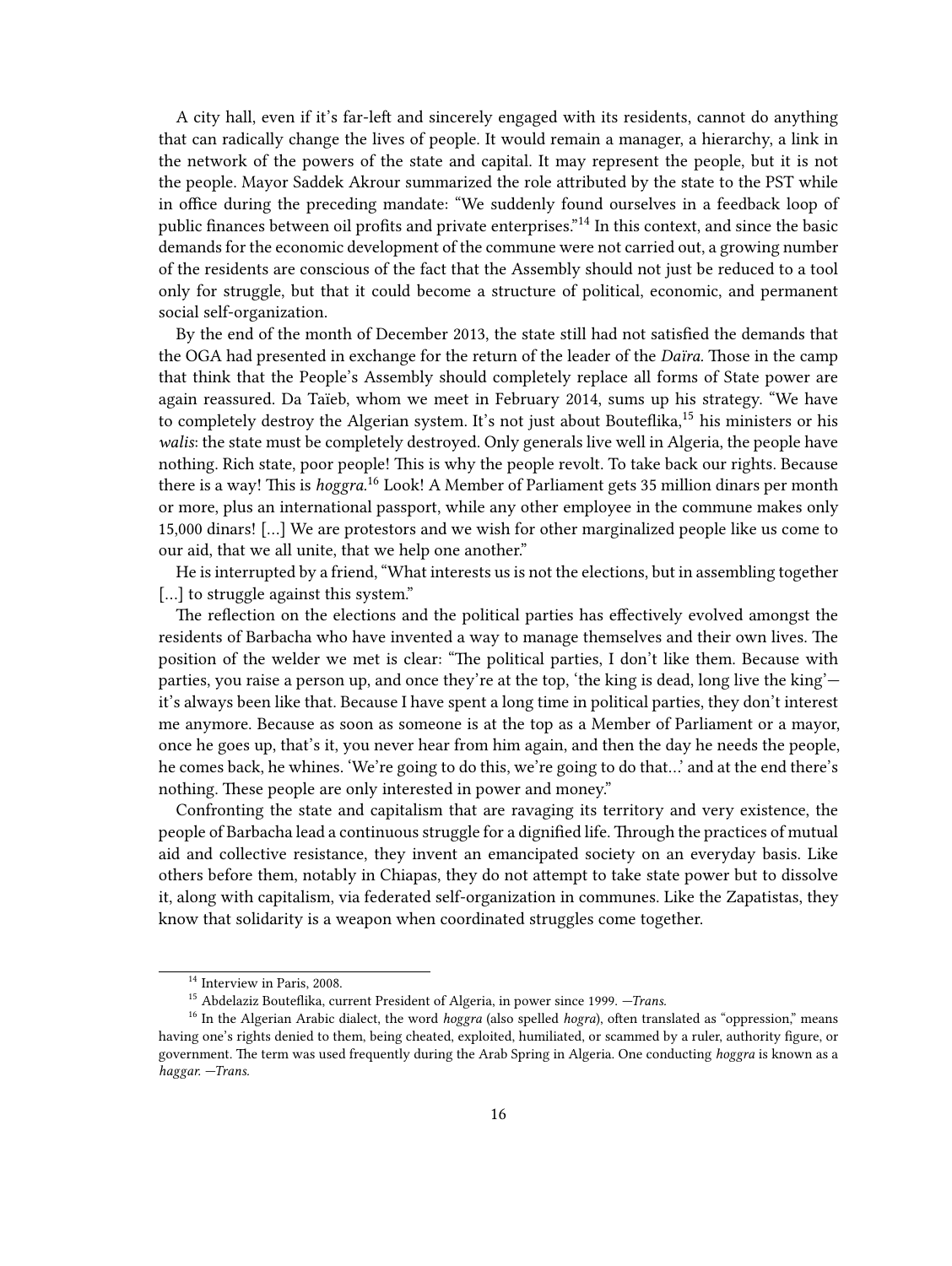A city hall, even if it's far-left and sincerely engaged with its residents, cannot do anything that can radically change the lives of people. It would remain a manager, a hierarchy, a link in the network of the powers of the state and capital. It may represent the people, but it is not the people. Mayor Saddek Akrour summarized the role attributed by the state to the PST while in office during the preceding mandate: "We suddenly found ourselves in a feedback loop of public finances between oil profits and private enterprises."[14] In this context, and since the basic demands for the economic development of the commune were not carried out, a growing number of the residents are conscious of the fact that the Assembly should not just be reduced to a tool only for struggle, but that it could become a structure of political, economic, and permanent social self-organization.

By the end of the month of December 2013, the state still had not satisfied the demands that the OGA had presented in exchange for the return of the leader of the *Daïra.* Those in the camp that think that the People's Assembly should completely replace all forms of State power are again reassured. Da Taïeb, whom we meet in February 2014, sums up his strategy. "We have to completely destroy the Algerian system. It's not just about Bouteflika,[15] his ministers or his *walis*: the state must be completely destroyed. Only generals live well in Algeria, the people have nothing. Rich state, poor people! This is why the people revolt. To take back our rights. Because there is a way! This is *hoggra.*[16] Look! A Member of Parliament gets 35 million dinars per month or more, plus an international passport, while any other employee in the commune makes only 15,000 dinars! […] We are protestors and we wish for other marginalized people like us come to our aid, that we all unite, that we help one another."

He is interrupted by a friend, "What interests us is not the elections, but in assembling together […] to struggle against this system."

The reflection on the elections and the political parties has effectively evolved amongst the residents of Barbacha who have invented a way to manage themselves and their own lives. The position of the welder we met is clear: "The political parties, I don't like them. Because with parties, you raise a person up, and once they're at the top, 'the king is dead, long live the king'—it's always been like that. Because I have spent a long time in political parties, they don't interest me anymore. Because as soon as someone is at the top as a Member of Parliament or a mayor, once he goes up, that's it, you never hear from him again, and then the day he needs the people, he comes back, he whines. 'We're going to do this, we're going to do that…' and at the end there's nothing. These people are only interested in power and money."

Confronting the state and capitalism that are ravaging its territory and very existence, the people of Barbacha lead a continuous struggle for a dignified life. Through the practices of mutual aid and collective resistance, they invent an emancipated society on an everyday basis. Like others before them, notably in Chiapas, they do not attempt to take state power but to dissolve it, along with capitalism, via federated self-organization in communes. Like the Zapatistas, they know that solidarity is a weapon when coordinated struggles come together.

---

[14] Interview in Paris, 2008.

[15] Abdelaziz Bouteflika, current President of Algeria, in power since 1999. —*Trans.*

[16] In the Algerian Arabic dialect, the word *hoggra* (also spelled *hogra*), often translated as "oppression," means having one's rights denied to them, being cheated, exploited, humiliated, or scammed by a ruler, authority figure, or government. The term was used frequently during the Arab Spring in Algeria. One conducting *hoggra* is known as a *haggar.* —*Trans.*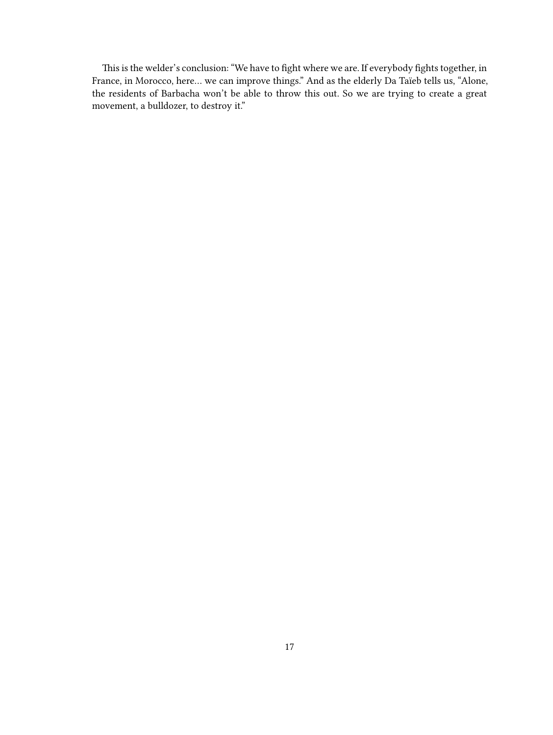This is the welder's conclusion: "We have to fight where we are. If everybody fights together, in France, in Morocco, here… we can improve things." And as the elderly Da Taïeb tells us, "Alone, the residents of Barbacha won't be able to throw this out. So we are trying to create a great movement, a bulldozer, to destroy it."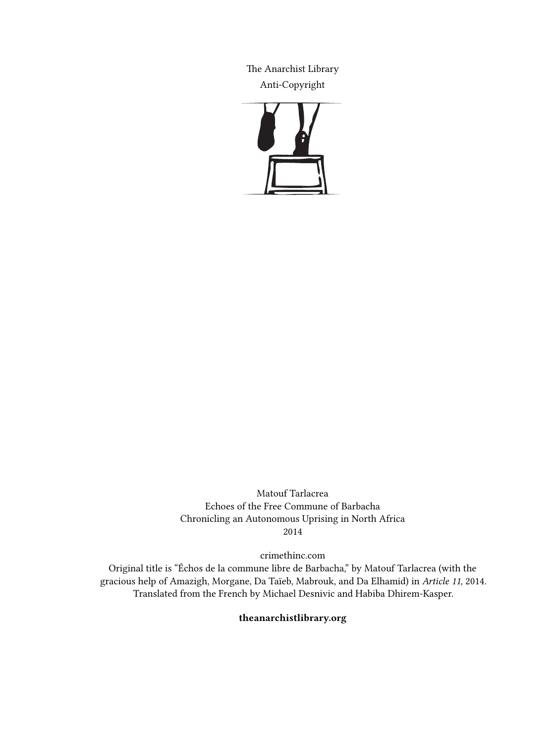The Anarchist Library
Anti-Copyright

Matouf Tarlacrea
Echoes of the Free Commune of Barbacha
Chronicling an Autonomous Uprising in North Africa
2014

crimethinc.com
Original title is "Échos de la commune libre de Barbacha," by Matouf Tarlacrea (with the gracious help of Amazigh, Morgane, Da Taïeb, Mabrouk, and Da Elhamid) in *Article 11,* 2014.
Translated from the French by Michael Desnivic and Habiba Dhirem-Kasper.

**theanarchistlibrary.org**